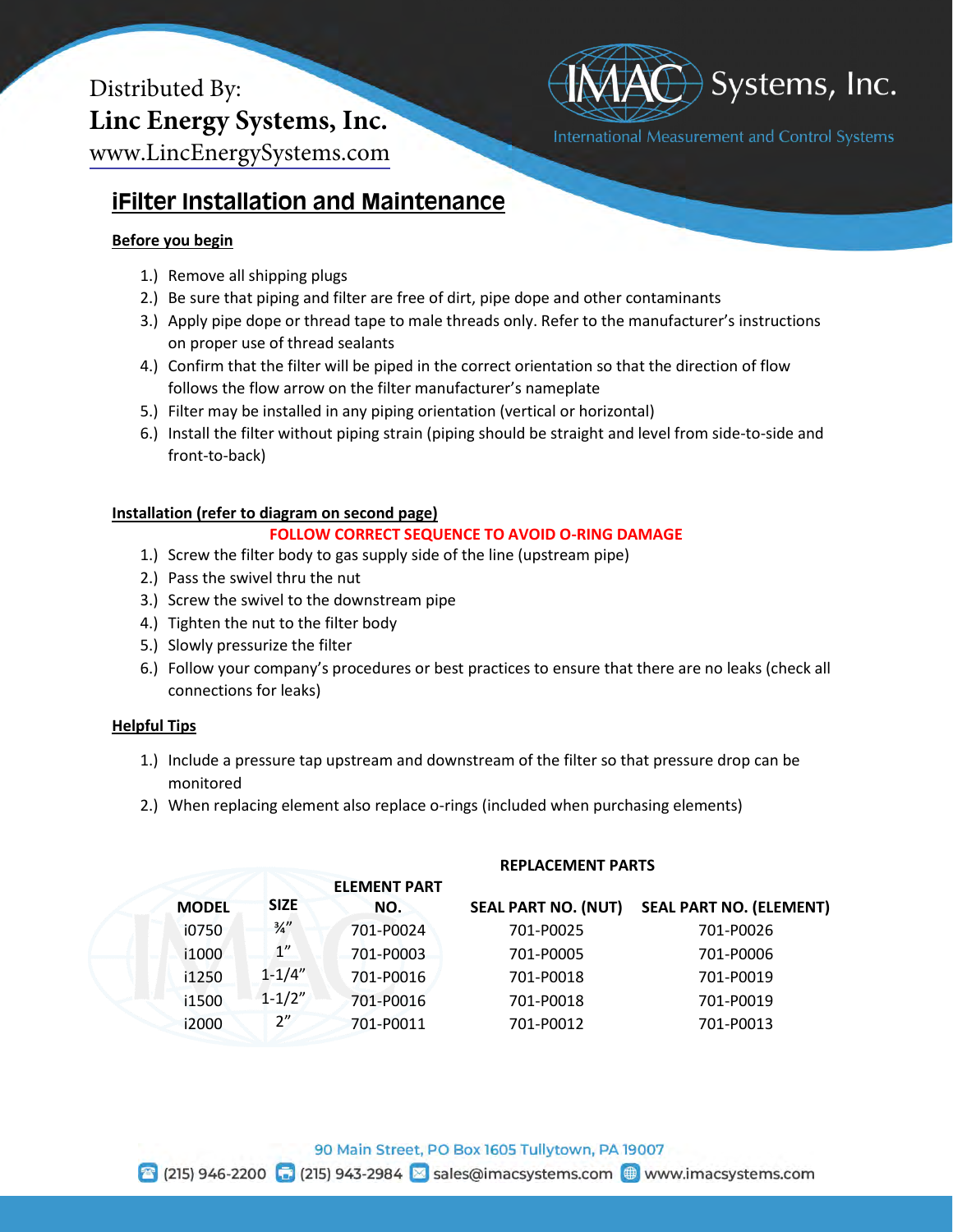Distributed By:
**Linc Energy Systems, Inc.**
www.LincEnergySystems.com

IMAC Systems, Inc.
International Measurement and Control Systems

# iFilter Installation and Maintenance

## Before you begin

1.) Remove all shipping plugs
2.) Be sure that piping and filter are free of dirt, pipe dope and other contaminants
3.) Apply pipe dope or thread tape to male threads only. Refer to the manufacturer's instructions on proper use of thread sealants
4.) Confirm that the filter will be piped in the correct orientation so that the direction of flow follows the flow arrow on the filter manufacturer's nameplate
5.) Filter may be installed in any piping orientation (vertical or horizontal)
6.) Install the filter without piping strain (piping should be straight and level from side-to-side and front-to-back)

## Installation (refer to diagram on second page)

**FOLLOW CORRECT SEQUENCE TO AVOID O-RING DAMAGE**

1.) Screw the filter body to gas supply side of the line (upstream pipe)
2.) Pass the swivel thru the nut
3.) Screw the swivel to the downstream pipe
4.) Tighten the nut to the filter body
5.) Slowly pressurize the filter
6.) Follow your company's procedures or best practices to ensure that there are no leaks (check all connections for leaks)

## Helpful Tips

1.) Include a pressure tap upstream and downstream of the filter so that pressure drop can be monitored
2.) When replacing element also replace o-rings (included when purchasing elements)

| MODEL | SIZE | ELEMENT PART NO. | REPLACEMENT PARTS SEAL PART NO. (NUT) | SEAL PART NO. (ELEMENT) |
|---|---|---|---|---|
| i0750 | ¾" | 701-P0024 | 701-P0025 | 701-P0026 |
| i1000 | 1" | 701-P0003 | 701-P0005 | 701-P0006 |
| i1250 | 1-1/4" | 701-P0016 | 701-P0018 | 701-P0019 |
| i1500 | 1-1/2" | 701-P0016 | 701-P0018 | 701-P0019 |
| i2000 | 2" | 701-P0011 | 701-P0012 | 701-P0013 |

90 Main Street, PO Box 1605 Tullytown, PA 19007
(215) 946-2200 (215) 943-2984 sales@imacsystems.com www.imacsystems.com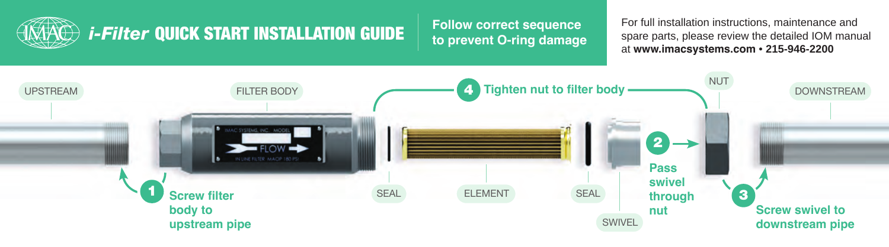# *i-Filter* QUICK START INSTALLATION GUIDE

**Follow correct sequence to prevent O-ring damage**

For full installation instructions, maintenance and spare parts, please review the detailed IOM manual at **www.imacsystems.com • 215-946-2200**

UPSTREAM

FILTER BODY

SEAL

ELEMENT

SEAL

SWIVEL

NUT

DOWNSTREAM

**1** **Screw filter body to upstream pipe**

**2** **Pass swivel through nut**

**3** **Screw swivel to downstream pipe**

**4** **Tighten nut to filter body**